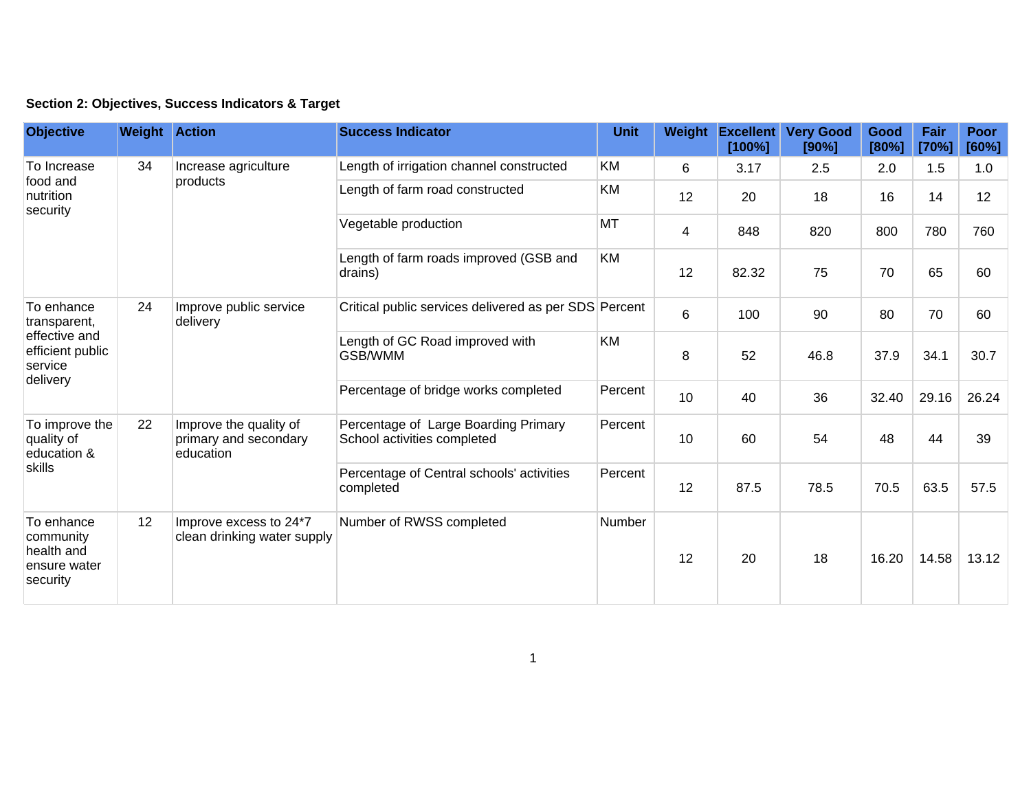**Section 2: Objectives, Success Indicators & Target**

| Objective | Weight | Action | Success Indicator | Unit | Weight | Excellent [100%] | Very Good [90%] | Good [80%] | Fair [70%] | Poor [60%] |
|---|---|---|---|---|---|---|---|---|---|---|
| To Increase food and nutrition security | 34 | Increase agriculture products | Length of irrigation channel constructed | KM | 6 | 3.17 | 2.5 | 2.0 | 1.5 | 1.0 |
| | | | Length of farm road constructed | KM | 12 | 20 | 18 | 16 | 14 | 12 |
| | | | Vegetable production | MT | 4 | 848 | 820 | 800 | 780 | 760 |
| | | | Length of farm roads improved (GSB and drains) | KM | 12 | 82.32 | 75 | 70 | 65 | 60 |
| To enhance transparent, effective and efficient public service delivery | 24 | Improve public service delivery | Critical public services delivered as per SDS | Percent | 6 | 100 | 90 | 80 | 70 | 60 |
| | | | Length of GC Road improved with GSB/WMM | KM | 8 | 52 | 46.8 | 37.9 | 34.1 | 30.7 |
| | | | Percentage of bridge works completed | Percent | 10 | 40 | 36 | 32.40 | 29.16 | 26.24 |
| To improve the quality of education & skills | 22 | Improve the quality of primary and secondary education | Percentage of Large Boarding Primary School activities completed | Percent | 10 | 60 | 54 | 48 | 44 | 39 |
| | | | Percentage of Central schools' activities completed | Percent | 12 | 87.5 | 78.5 | 70.5 | 63.5 | 57.5 |
| To enhance community health and ensure water security | 12 | Improve excess to 24*7 clean drinking water supply | Number of RWSS completed | Number | 12 | 20 | 18 | 16.20 | 14.58 | 13.12 |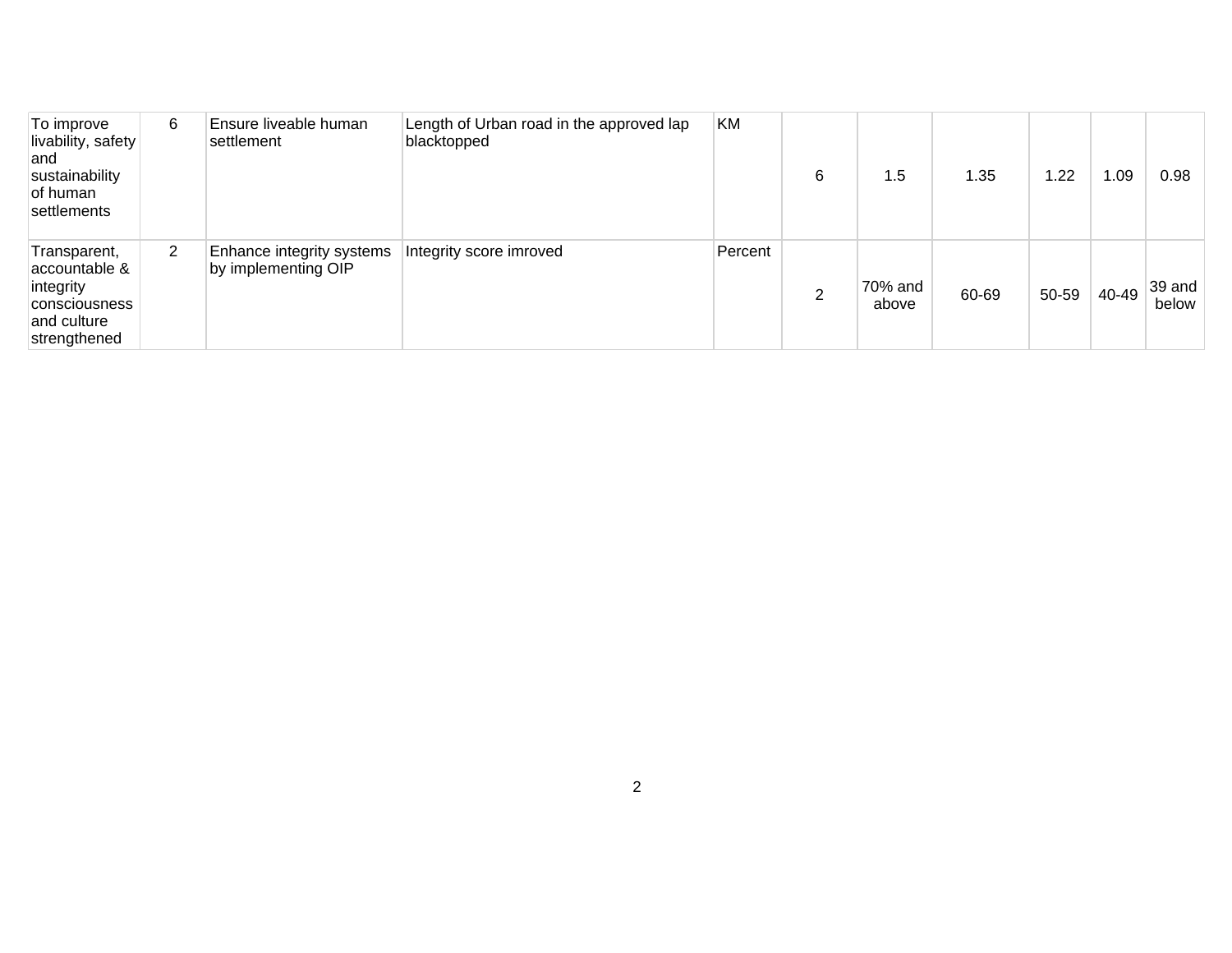| | | | | | | | | | | |
|---|---|---|---|---|---|---|---|---|---|---|
| To improve livability, safety and sustainability of human settlements | 6 | Ensure liveable human settlement | Length of Urban road in the approved lap blacktopped | KM | 6 | 1.5 | 1.35 | 1.22 | 1.09 | 0.98 |
| Transparent, accountable & integrity consciousness and culture strengthened | 2 | Enhance integrity systems by implementing OIP | Integrity score imroved | Percent | 2 | 70% and above | 60-69 | 50-59 | 40-49 | 39 and below |